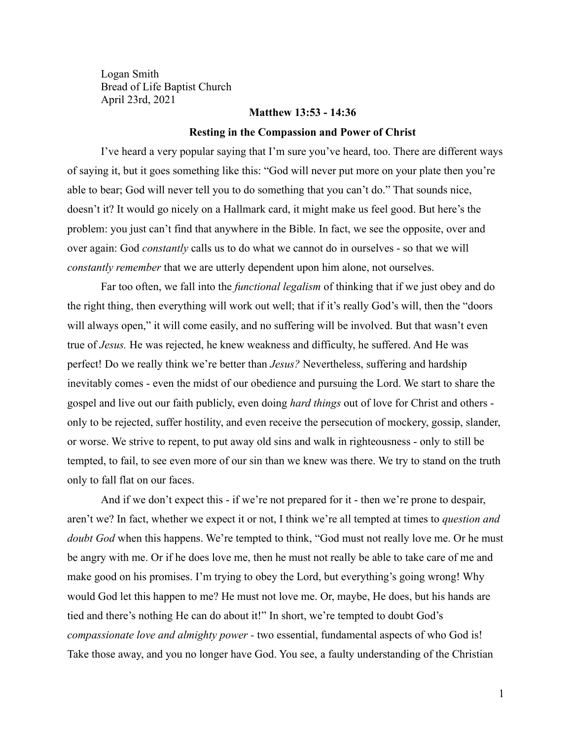Logan Smith
Bread of Life Baptist Church
April 23rd, 2021

**Matthew 13:53 - 14:36**

**Resting in the Compassion and Power of Christ**

I've heard a very popular saying that I'm sure you've heard, too. There are different ways of saying it, but it goes something like this: "God will never put more on your plate then you're able to bear; God will never tell you to do something that you can't do." That sounds nice, doesn't it? It would go nicely on a Hallmark card, it might make us feel good. But here's the problem: you just can't find that anywhere in the Bible. In fact, we see the opposite, over and over again: God *constantly* calls us to do what we cannot do in ourselves - so that we will *constantly remember* that we are utterly dependent upon him alone, not ourselves.

Far too often, we fall into the *functional legalism* of thinking that if we just obey and do the right thing, then everything will work out well; that if it's really God's will, then the "doors will always open," it will come easily, and no suffering will be involved. But that wasn't even true of *Jesus.* He was rejected, he knew weakness and difficulty, he suffered. And He was perfect! Do we really think we're better than *Jesus?* Nevertheless, suffering and hardship inevitably comes - even the midst of our obedience and pursuing the Lord. We start to share the gospel and live out our faith publicly, even doing *hard things* out of love for Christ and others - only to be rejected, suffer hostility, and even receive the persecution of mockery, gossip, slander, or worse. We strive to repent, to put away old sins and walk in righteousness - only to still be tempted, to fail, to see even more of our sin than we knew was there. We try to stand on the truth only to fall flat on our faces.

And if we don't expect this - if we're not prepared for it - then we're prone to despair, aren't we? In fact, whether we expect it or not, I think we're all tempted at times to *question and doubt God* when this happens. We're tempted to think, "God must not really love me. Or he must be angry with me. Or if he does love me, then he must not really be able to take care of me and make good on his promises. I'm trying to obey the Lord, but everything's going wrong! Why would God let this happen to me? He must not love me. Or, maybe, He does, but his hands are tied and there's nothing He can do about it!" In short, we're tempted to doubt God's *compassionate love and almighty power* - two essential, fundamental aspects of who God is! Take those away, and you no longer have God. You see, a faulty understanding of the Christian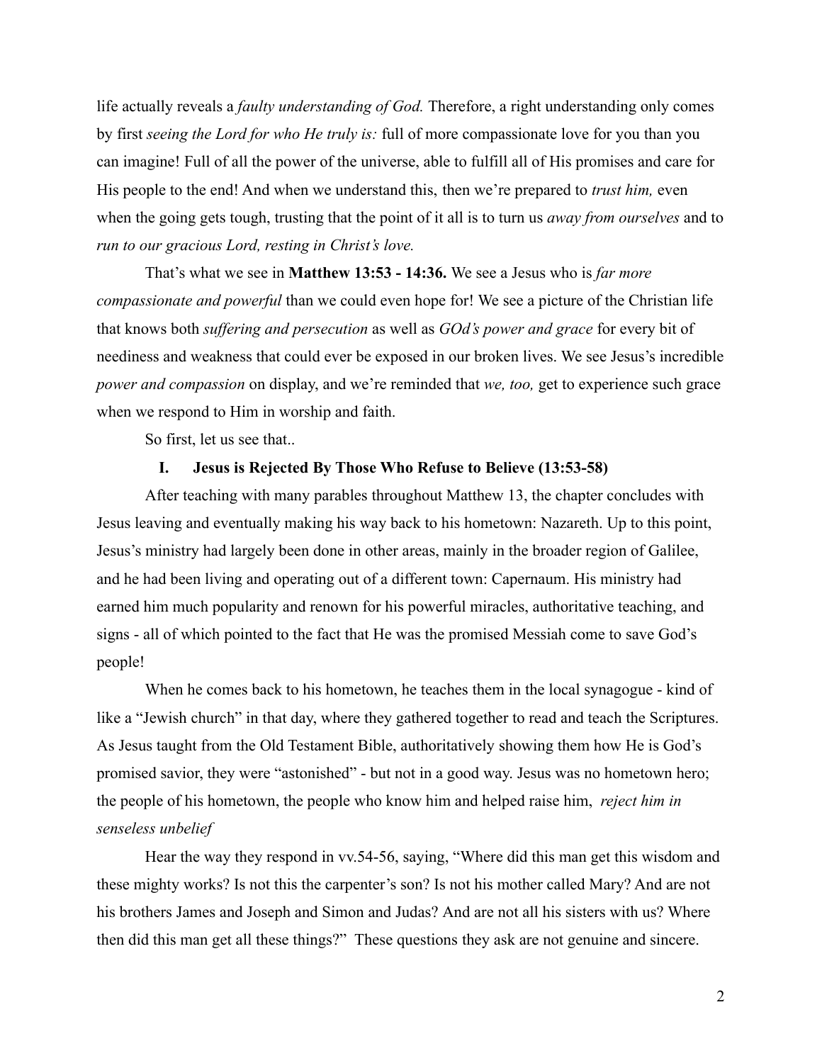life actually reveals a *faulty understanding of God.* Therefore, a right understanding only comes by first *seeing the Lord for who He truly is:* full of more compassionate love for you than you can imagine! Full of all the power of the universe, able to fulfill all of His promises and care for His people to the end! And when we understand this, then we're prepared to *trust him,* even when the going gets tough, trusting that the point of it all is to turn us *away from ourselves* and to *run to our gracious Lord, resting in Christ's love.*

That's what we see in **Matthew 13:53 - 14:36.** We see a Jesus who is *far more compassionate and powerful* than we could even hope for! We see a picture of the Christian life that knows both *suffering and persecution* as well as *GOd's power and grace* for every bit of neediness and weakness that could ever be exposed in our broken lives. We see Jesus's incredible *power and compassion* on display, and we're reminded that *we, too,* get to experience such grace when we respond to Him in worship and faith.

So first, let us see that..

## I. Jesus is Rejected By Those Who Refuse to Believe (13:53-58)

After teaching with many parables throughout Matthew 13, the chapter concludes with Jesus leaving and eventually making his way back to his hometown: Nazareth. Up to this point, Jesus's ministry had largely been done in other areas, mainly in the broader region of Galilee, and he had been living and operating out of a different town: Capernaum. His ministry had earned him much popularity and renown for his powerful miracles, authoritative teaching, and signs - all of which pointed to the fact that He was the promised Messiah come to save God's people!

When he comes back to his hometown, he teaches them in the local synagogue - kind of like a "Jewish church" in that day, where they gathered together to read and teach the Scriptures. As Jesus taught from the Old Testament Bible, authoritatively showing them how He is God's promised savior, they were "astonished" - but not in a good way. Jesus was no hometown hero; the people of his hometown, the people who know him and helped raise him, *reject him in senseless unbelief*

Hear the way they respond in vv.54-56, saying, "Where did this man get this wisdom and these mighty works? Is not this the carpenter's son? Is not his mother called Mary? And are not his brothers James and Joseph and Simon and Judas? And are not all his sisters with us? Where then did this man get all these things?" These questions they ask are not genuine and sincere.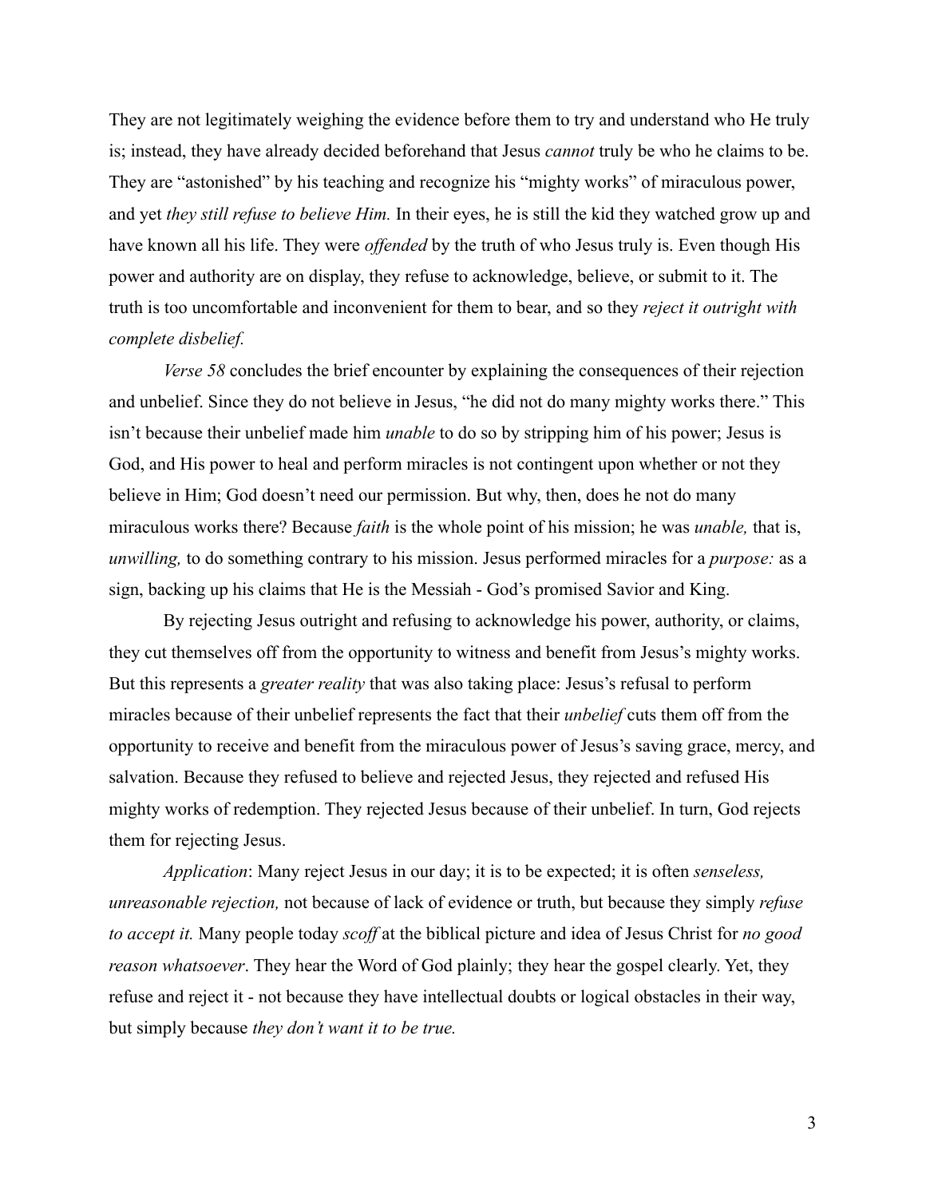They are not legitimately weighing the evidence before them to try and understand who He truly is; instead, they have already decided beforehand that Jesus *cannot* truly be who he claims to be. They are "astonished" by his teaching and recognize his "mighty works" of miraculous power, and yet *they still refuse to believe Him.* In their eyes, he is still the kid they watched grow up and have known all his life. They were *offended* by the truth of who Jesus truly is. Even though His power and authority are on display, they refuse to acknowledge, believe, or submit to it. The truth is too uncomfortable and inconvenient for them to bear, and so they *reject it outright with complete disbelief.*

*Verse 58* concludes the brief encounter by explaining the consequences of their rejection and unbelief. Since they do not believe in Jesus, "he did not do many mighty works there." This isn't because their unbelief made him *unable* to do so by stripping him of his power; Jesus is God, and His power to heal and perform miracles is not contingent upon whether or not they believe in Him; God doesn't need our permission. But why, then, does he not do many miraculous works there? Because *faith* is the whole point of his mission; he was *unable,* that is, *unwilling,* to do something contrary to his mission. Jesus performed miracles for a *purpose:* as a sign, backing up his claims that He is the Messiah - God's promised Savior and King.

By rejecting Jesus outright and refusing to acknowledge his power, authority, or claims, they cut themselves off from the opportunity to witness and benefit from Jesus's mighty works. But this represents a *greater reality* that was also taking place: Jesus's refusal to perform miracles because of their unbelief represents the fact that their *unbelief* cuts them off from the opportunity to receive and benefit from the miraculous power of Jesus's saving grace, mercy, and salvation. Because they refused to believe and rejected Jesus, they rejected and refused His mighty works of redemption. They rejected Jesus because of their unbelief. In turn, God rejects them for rejecting Jesus.

*Application*: Many reject Jesus in our day; it is to be expected; it is often *senseless, unreasonable rejection,* not because of lack of evidence or truth, but because they simply *refuse to accept it.* Many people today *scoff* at the biblical picture and idea of Jesus Christ for *no good reason whatsoever*. They hear the Word of God plainly; they hear the gospel clearly. Yet, they refuse and reject it - not because they have intellectual doubts or logical obstacles in their way, but simply because *they don't want it to be true.*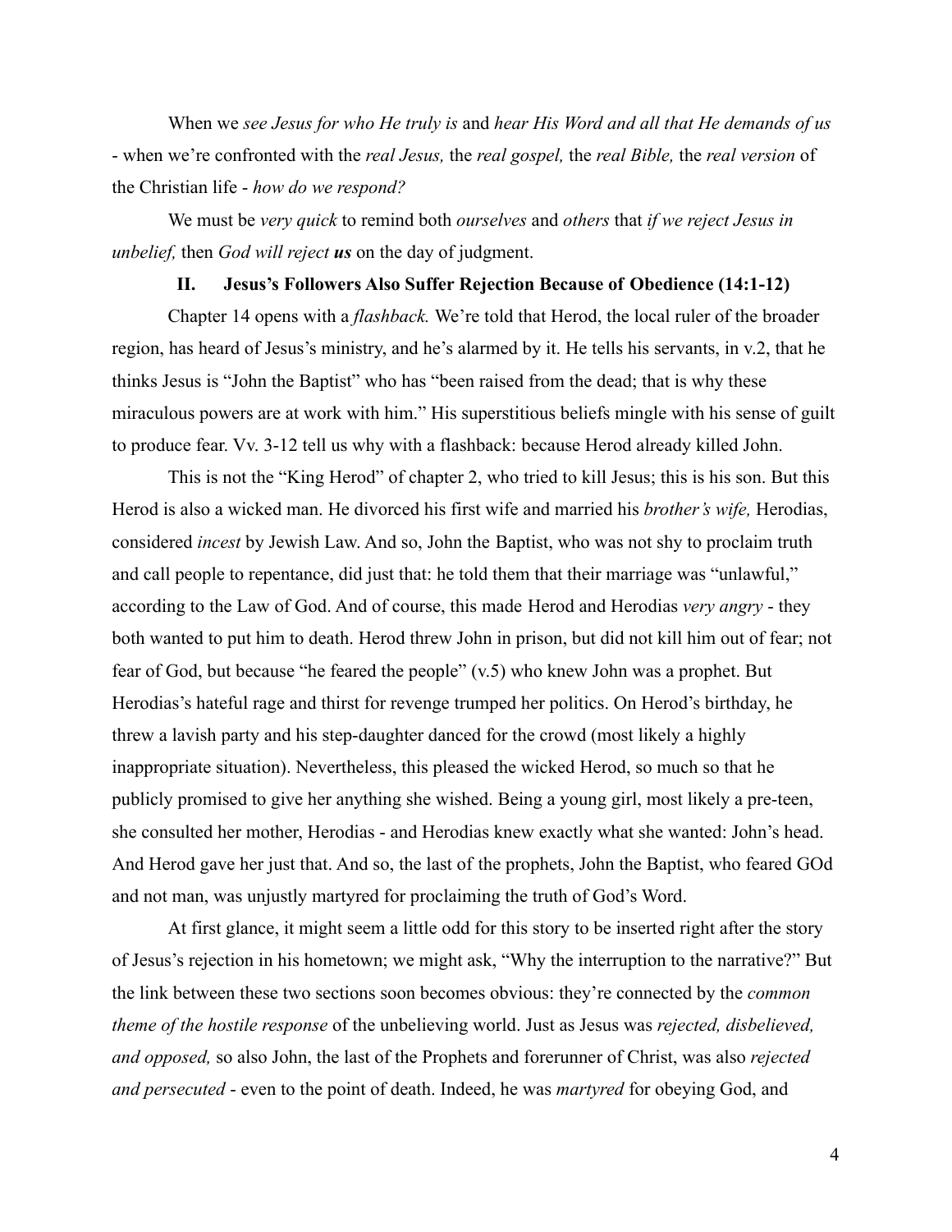When we *see Jesus for who He truly is* and *hear His Word and all that He demands of us* - when we're confronted with the *real Jesus,* the *real gospel,* the *real Bible,* the *real version* of the Christian life - *how do we respond?*

We must be *very quick* to remind both *ourselves* and *others* that *if we reject Jesus in unbelief,* then *God will reject **us*** on the day of judgment.

## II. Jesus's Followers Also Suffer Rejection Because of Obedience (14:1-12)

Chapter 14 opens with a *flashback.* We're told that Herod, the local ruler of the broader region, has heard of Jesus's ministry, and he's alarmed by it. He tells his servants, in v.2, that he thinks Jesus is "John the Baptist" who has "been raised from the dead; that is why these miraculous powers are at work with him." His superstitious beliefs mingle with his sense of guilt to produce fear. Vv. 3-12 tell us why with a flashback: because Herod already killed John.

This is not the "King Herod" of chapter 2, who tried to kill Jesus; this is his son. But this Herod is also a wicked man. He divorced his first wife and married his *brother's wife,* Herodias, considered *incest* by Jewish Law. And so, John the Baptist, who was not shy to proclaim truth and call people to repentance, did just that: he told them that their marriage was "unlawful," according to the Law of God. And of course, this made Herod and Herodias *very angry* - they both wanted to put him to death. Herod threw John in prison, but did not kill him out of fear; not fear of God, but because "he feared the people" (v.5) who knew John was a prophet. But Herodias's hateful rage and thirst for revenge trumped her politics. On Herod's birthday, he threw a lavish party and his step-daughter danced for the crowd (most likely a highly inappropriate situation). Nevertheless, this pleased the wicked Herod, so much so that he publicly promised to give her anything she wished. Being a young girl, most likely a pre-teen, she consulted her mother, Herodias - and Herodias knew exactly what she wanted: John's head. And Herod gave her just that. And so, the last of the prophets, John the Baptist, who feared GOd and not man, was unjustly martyred for proclaiming the truth of God's Word.

At first glance, it might seem a little odd for this story to be inserted right after the story of Jesus's rejection in his hometown; we might ask, "Why the interruption to the narrative?" But the link between these two sections soon becomes obvious: they're connected by the *common theme of the hostile response* of the unbelieving world. Just as Jesus was *rejected, disbelieved, and opposed,* so also John, the last of the Prophets and forerunner of Christ, was also *rejected and persecuted* - even to the point of death. Indeed, he was *martyred* for obeying God, and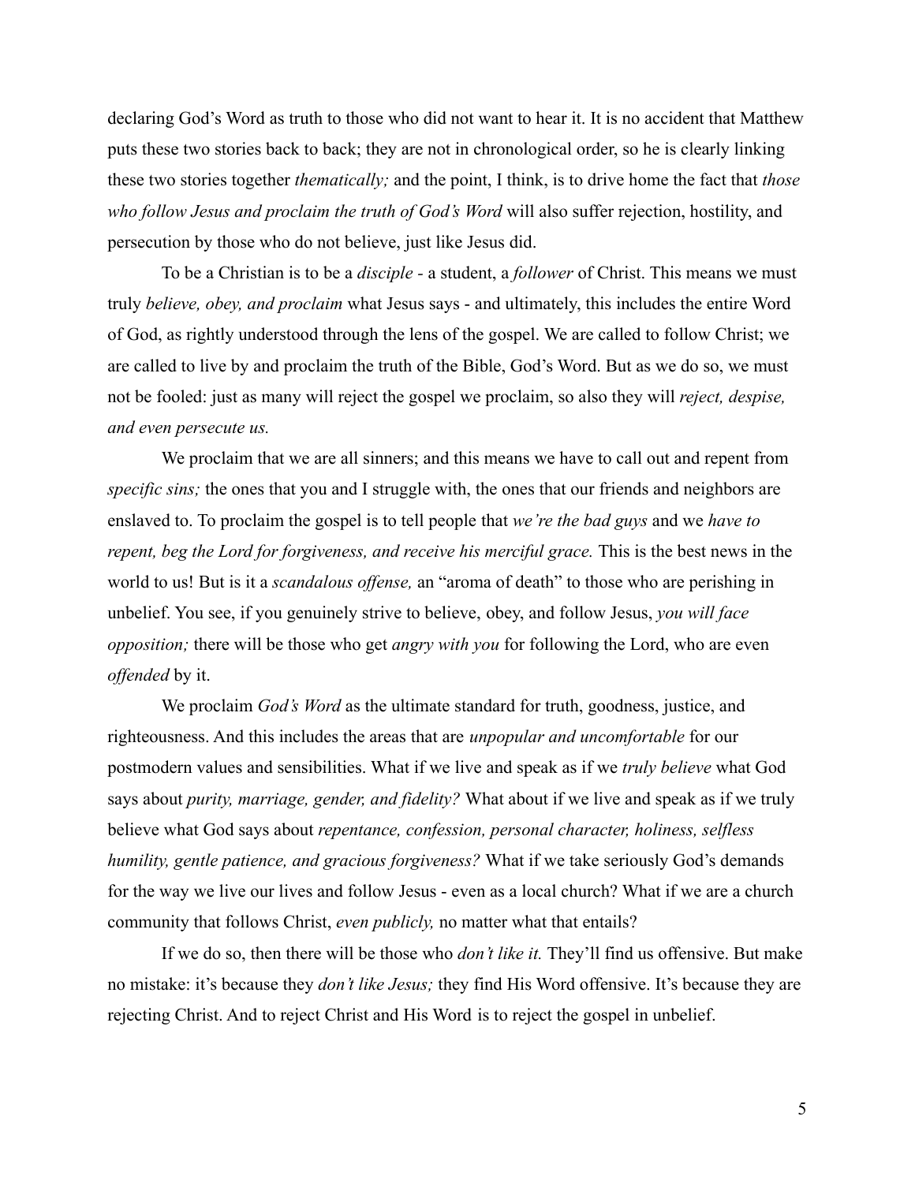declaring God's Word as truth to those who did not want to hear it. It is no accident that Matthew puts these two stories back to back; they are not in chronological order, so he is clearly linking these two stories together *thematically;* and the point, I think, is to drive home the fact that *those who follow Jesus and proclaim the truth of God's Word* will also suffer rejection, hostility, and persecution by those who do not believe, just like Jesus did.

To be a Christian is to be a *disciple* - a student, a *follower* of Christ. This means we must truly *believe, obey, and proclaim* what Jesus says - and ultimately, this includes the entire Word of God, as rightly understood through the lens of the gospel. We are called to follow Christ; we are called to live by and proclaim the truth of the Bible, God's Word. But as we do so, we must not be fooled: just as many will reject the gospel we proclaim, so also they will *reject, despise, and even persecute us.*

We proclaim that we are all sinners; and this means we have to call out and repent from *specific sins;* the ones that you and I struggle with, the ones that our friends and neighbors are enslaved to. To proclaim the gospel is to tell people that *we're the bad guys* and we *have to repent, beg the Lord for forgiveness, and receive his merciful grace.* This is the best news in the world to us! But is it a *scandalous offense,* an "aroma of death" to those who are perishing in unbelief. You see, if you genuinely strive to believe, obey, and follow Jesus, *you will face opposition;* there will be those who get *angry with you* for following the Lord, who are even *offended* by it.

We proclaim *God's Word* as the ultimate standard for truth, goodness, justice, and righteousness. And this includes the areas that are *unpopular and uncomfortable* for our postmodern values and sensibilities. What if we live and speak as if we *truly believe* what God says about *purity, marriage, gender, and fidelity?* What about if we live and speak as if we truly believe what God says about *repentance, confession, personal character, holiness, selfless humility, gentle patience, and gracious forgiveness?* What if we take seriously God's demands for the way we live our lives and follow Jesus - even as a local church? What if we are a church community that follows Christ, *even publicly,* no matter what that entails?

If we do so, then there will be those who *don't like it.* They'll find us offensive. But make no mistake: it's because they *don't like Jesus;* they find His Word offensive. It's because they are rejecting Christ. And to reject Christ and His Word is to reject the gospel in unbelief.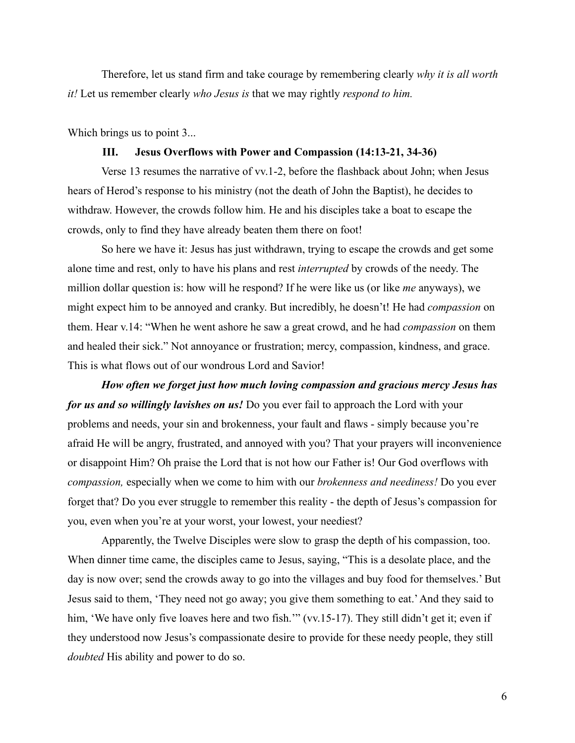Therefore, let us stand firm and take courage by remembering clearly *why it is all worth it!* Let us remember clearly *who Jesus is* that we may rightly *respond to him.*

Which brings us to point 3...

### III. Jesus Overflows with Power and Compassion (14:13-21, 34-36)

Verse 13 resumes the narrative of vv.1-2, before the flashback about John; when Jesus hears of Herod's response to his ministry (not the death of John the Baptist), he decides to withdraw. However, the crowds follow him. He and his disciples take a boat to escape the crowds, only to find they have already beaten them there on foot!

So here we have it: Jesus has just withdrawn, trying to escape the crowds and get some alone time and rest, only to have his plans and rest *interrupted* by crowds of the needy. The million dollar question is: how will he respond? If he were like us (or like *me* anyways), we might expect him to be annoyed and cranky. But incredibly, he doesn't! He had *compassion* on them. Hear v.14: "When he went ashore he saw a great crowd, and he had *compassion* on them and healed their sick." Not annoyance or frustration; mercy, compassion, kindness, and grace. This is what flows out of our wondrous Lord and Savior!

***How often we forget just how much loving compassion and gracious mercy Jesus has for us and so willingly lavishes on us!*** Do you ever fail to approach the Lord with your problems and needs, your sin and brokenness, your fault and flaws - simply because you're afraid He will be angry, frustrated, and annoyed with you? That your prayers will inconvenience or disappoint Him? Oh praise the Lord that is not how our Father is! Our God overflows with *compassion,* especially when we come to him with our *brokenness and neediness!* Do you ever forget that? Do you ever struggle to remember this reality - the depth of Jesus's compassion for you, even when you're at your worst, your lowest, your neediest?

Apparently, the Twelve Disciples were slow to grasp the depth of his compassion, too. When dinner time came, the disciples came to Jesus, saying, "This is a desolate place, and the day is now over; send the crowds away to go into the villages and buy food for themselves.' But Jesus said to them, 'They need not go away; you give them something to eat.' And they said to him, 'We have only five loaves here and two fish.'" (vv.15-17). They still didn't get it; even if they understood now Jesus's compassionate desire to provide for these needy people, they still *doubted* His ability and power to do so.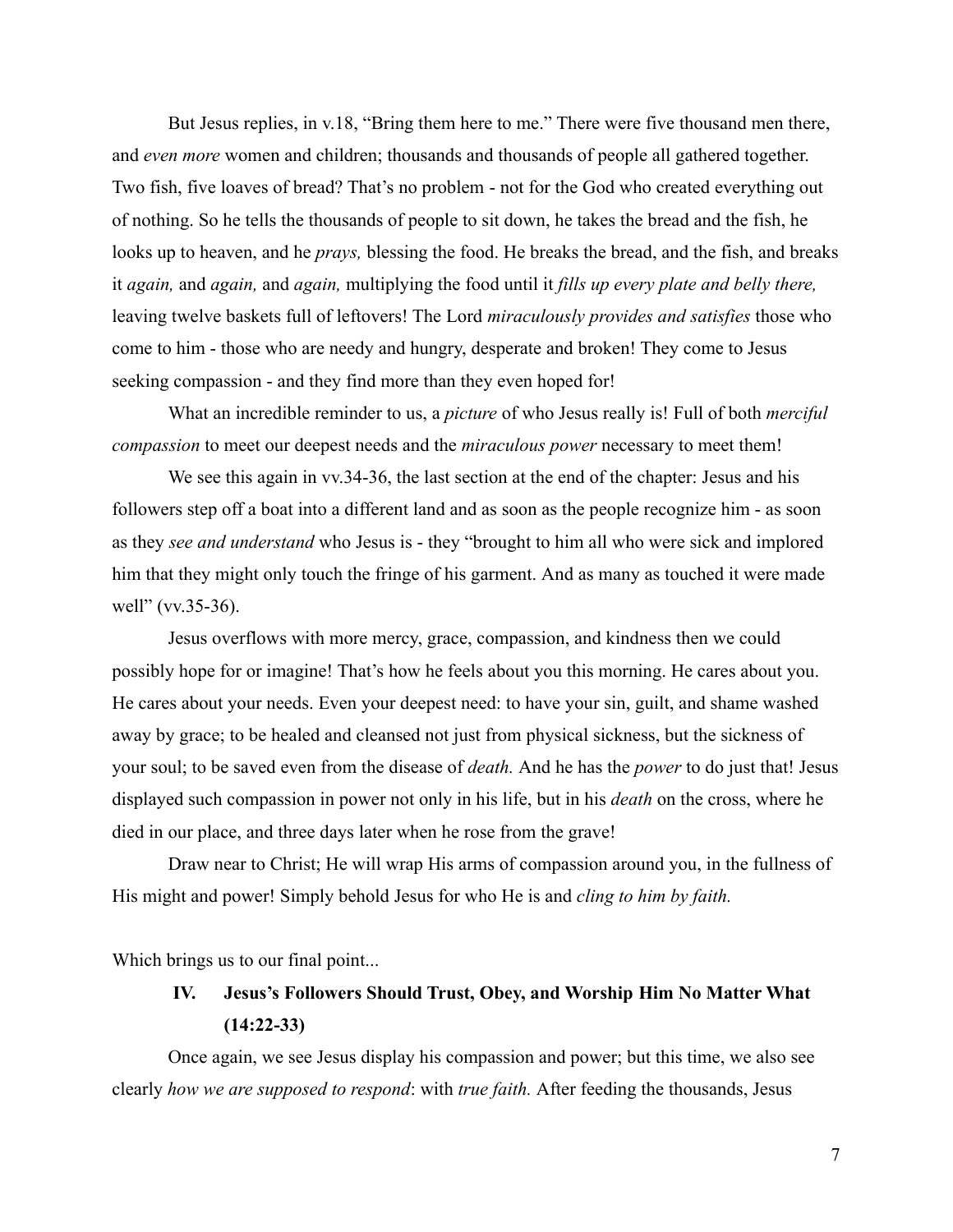But Jesus replies, in v.18, "Bring them here to me." There were five thousand men there, and *even more* women and children; thousands and thousands of people all gathered together. Two fish, five loaves of bread? That's no problem - not for the God who created everything out of nothing. So he tells the thousands of people to sit down, he takes the bread and the fish, he looks up to heaven, and he *prays,* blessing the food. He breaks the bread, and the fish, and breaks it *again,* and *again,* and *again,* multiplying the food until it *fills up every plate and belly there,* leaving twelve baskets full of leftovers! The Lord *miraculously provides and satisfies* those who come to him - those who are needy and hungry, desperate and broken! They come to Jesus seeking compassion - and they find more than they even hoped for!

What an incredible reminder to us, a *picture* of who Jesus really is! Full of both *merciful compassion* to meet our deepest needs and the *miraculous power* necessary to meet them!

We see this again in vv.34-36, the last section at the end of the chapter: Jesus and his followers step off a boat into a different land and as soon as the people recognize him - as soon as they *see and understand* who Jesus is - they "brought to him all who were sick and implored him that they might only touch the fringe of his garment. And as many as touched it were made well" (vv.35-36).

Jesus overflows with more mercy, grace, compassion, and kindness then we could possibly hope for or imagine! That's how he feels about you this morning. He cares about you. He cares about your needs. Even your deepest need: to have your sin, guilt, and shame washed away by grace; to be healed and cleansed not just from physical sickness, but the sickness of your soul; to be saved even from the disease of *death.* And he has the *power* to do just that! Jesus displayed such compassion in power not only in his life, but in his *death* on the cross, where he died in our place, and three days later when he rose from the grave!

Draw near to Christ; He will wrap His arms of compassion around you, in the fullness of His might and power! Simply behold Jesus for who He is and *cling to him by faith.*

Which brings us to our final point...

## IV. Jesus's Followers Should Trust, Obey, and Worship Him No Matter What (14:22-33)

Once again, we see Jesus display his compassion and power; but this time, we also see clearly *how we are supposed to respond*: with *true faith.* After feeding the thousands, Jesus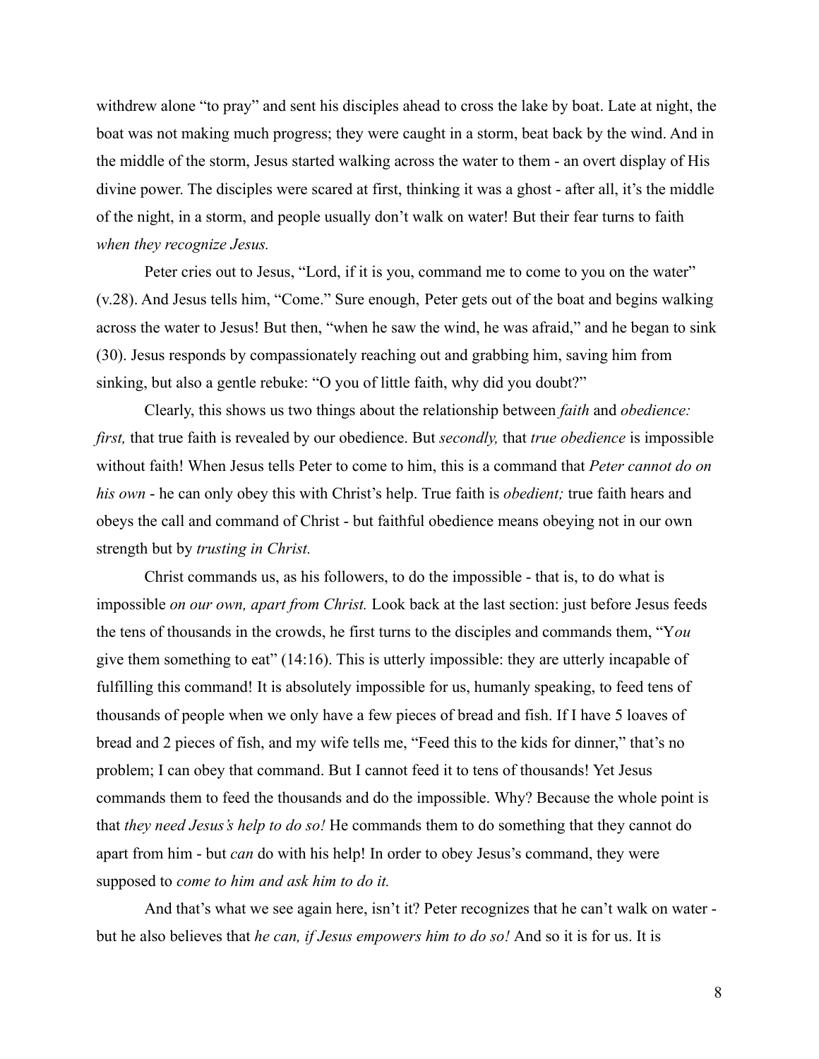withdrew alone "to pray" and sent his disciples ahead to cross the lake by boat. Late at night, the boat was not making much progress; they were caught in a storm, beat back by the wind. And in the middle of the storm, Jesus started walking across the water to them - an overt display of His divine power. The disciples were scared at first, thinking it was a ghost - after all, it's the middle of the night, in a storm, and people usually don't walk on water! But their fear turns to faith *when they recognize Jesus.*

Peter cries out to Jesus, "Lord, if it is you, command me to come to you on the water" (v.28). And Jesus tells him, "Come." Sure enough, Peter gets out of the boat and begins walking across the water to Jesus! But then, "when he saw the wind, he was afraid," and he began to sink (30). Jesus responds by compassionately reaching out and grabbing him, saving him from sinking, but also a gentle rebuke: "O you of little faith, why did you doubt?"

Clearly, this shows us two things about the relationship between *faith* and *obedience: first,* that true faith is revealed by our obedience. But *secondly,* that *true obedience* is impossible without faith! When Jesus tells Peter to come to him, this is a command that *Peter cannot do on his own* - he can only obey this with Christ's help. True faith is *obedient;* true faith hears and obeys the call and command of Christ - but faithful obedience means obeying not in our own strength but by *trusting in Christ.*

Christ commands us, as his followers, to do the impossible - that is, to do what is impossible *on our own, apart from Christ.* Look back at the last section: just before Jesus feeds the tens of thousands in the crowds, he first turns to the disciples and commands them, "Y*ou* give them something to eat" (14:16). This is utterly impossible: they are utterly incapable of fulfilling this command! It is absolutely impossible for us, humanly speaking, to feed tens of thousands of people when we only have a few pieces of bread and fish. If I have 5 loaves of bread and 2 pieces of fish, and my wife tells me, "Feed this to the kids for dinner," that's no problem; I can obey that command. But I cannot feed it to tens of thousands! Yet Jesus commands them to feed the thousands and do the impossible. Why? Because the whole point is that *they need Jesus's help to do so!* He commands them to do something that they cannot do apart from him - but *can* do with his help! In order to obey Jesus's command, they were supposed to *come to him and ask him to do it.*

And that's what we see again here, isn't it? Peter recognizes that he can't walk on water - but he also believes that *he can, if Jesus empowers him to do so!* And so it is for us. It is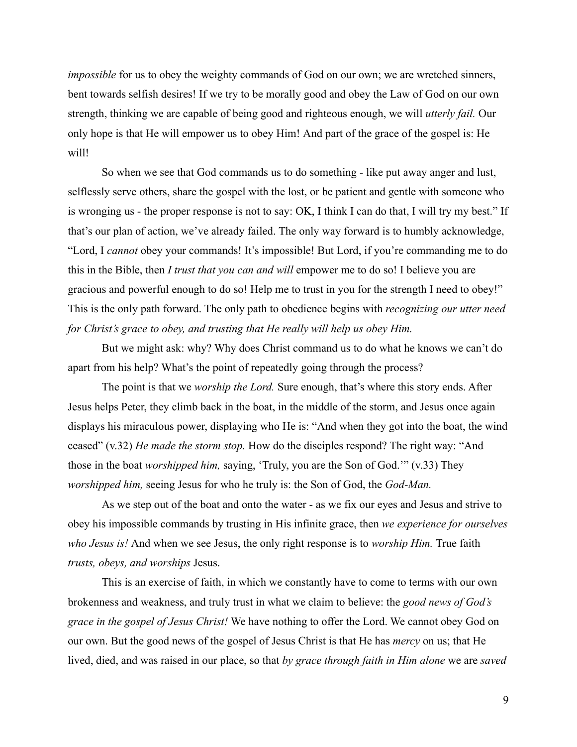*impossible* for us to obey the weighty commands of God on our own; we are wretched sinners, bent towards selfish desires! If we try to be morally good and obey the Law of God on our own strength, thinking we are capable of being good and righteous enough, we will *utterly fail.* Our only hope is that He will empower us to obey Him! And part of the grace of the gospel is: He will!

So when we see that God commands us to do something - like put away anger and lust, selflessly serve others, share the gospel with the lost, or be patient and gentle with someone who is wronging us - the proper response is not to say: OK, I think I can do that, I will try my best." If that's our plan of action, we've already failed. The only way forward is to humbly acknowledge, "Lord, I *cannot* obey your commands! It's impossible! But Lord, if you're commanding me to do this in the Bible, then *I trust that you can and will* empower me to do so! I believe you are gracious and powerful enough to do so! Help me to trust in you for the strength I need to obey!" This is the only path forward. The only path to obedience begins with *recognizing our utter need for Christ's grace to obey, and trusting that He really will help us obey Him.*

But we might ask: why? Why does Christ command us to do what he knows we can't do apart from his help? What's the point of repeatedly going through the process?

The point is that we *worship the Lord.* Sure enough, that's where this story ends. After Jesus helps Peter, they climb back in the boat, in the middle of the storm, and Jesus once again displays his miraculous power, displaying who He is: "And when they got into the boat, the wind ceased" (v.32) *He made the storm stop.* How do the disciples respond? The right way: "And those in the boat *worshipped him,* saying, 'Truly, you are the Son of God.'" (v.33) They *worshipped him,* seeing Jesus for who he truly is: the Son of God, the *God-Man.*

As we step out of the boat and onto the water - as we fix our eyes and Jesus and strive to obey his impossible commands by trusting in His infinite grace, then *we experience for ourselves who Jesus is!* And when we see Jesus, the only right response is to *worship Him.* True faith *trusts, obeys, and worships* Jesus.

This is an exercise of faith, in which we constantly have to come to terms with our own brokenness and weakness, and truly trust in what we claim to believe: the *good news of God's grace in the gospel of Jesus Christ!* We have nothing to offer the Lord. We cannot obey God on our own. But the good news of the gospel of Jesus Christ is that He has *mercy* on us; that He lived, died, and was raised in our place, so that *by grace through faith in Him alone* we are *saved*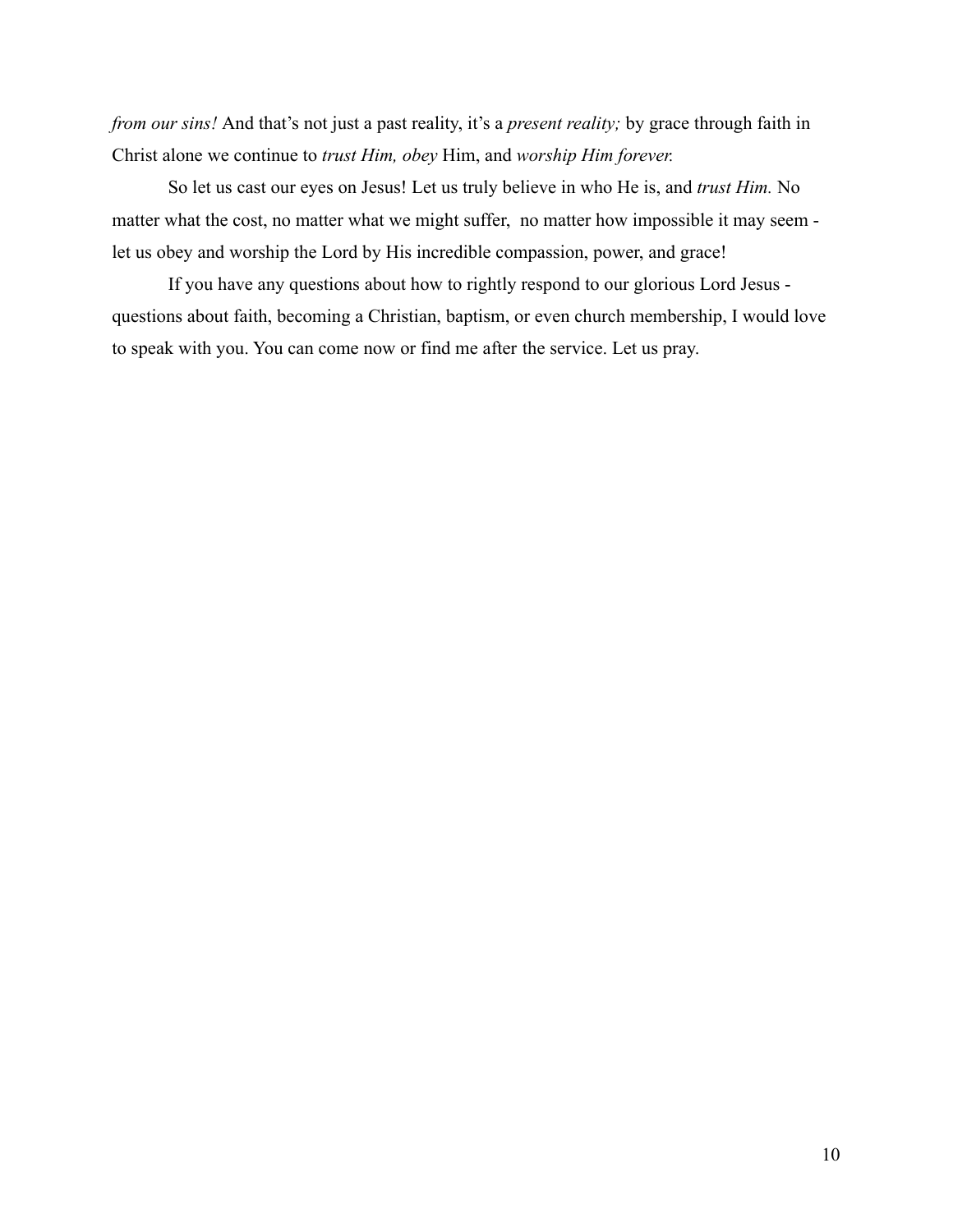*from our sins!* And that's not just a past reality, it's a *present reality;* by grace through faith in Christ alone we continue to *trust Him, obey* Him, and *worship Him forever.*

So let us cast our eyes on Jesus! Let us truly believe in who He is, and *trust Him.* No matter what the cost, no matter what we might suffer, no matter how impossible it may seem - let us obey and worship the Lord by His incredible compassion, power, and grace!

If you have any questions about how to rightly respond to our glorious Lord Jesus - questions about faith, becoming a Christian, baptism, or even church membership, I would love to speak with you. You can come now or find me after the service. Let us pray.